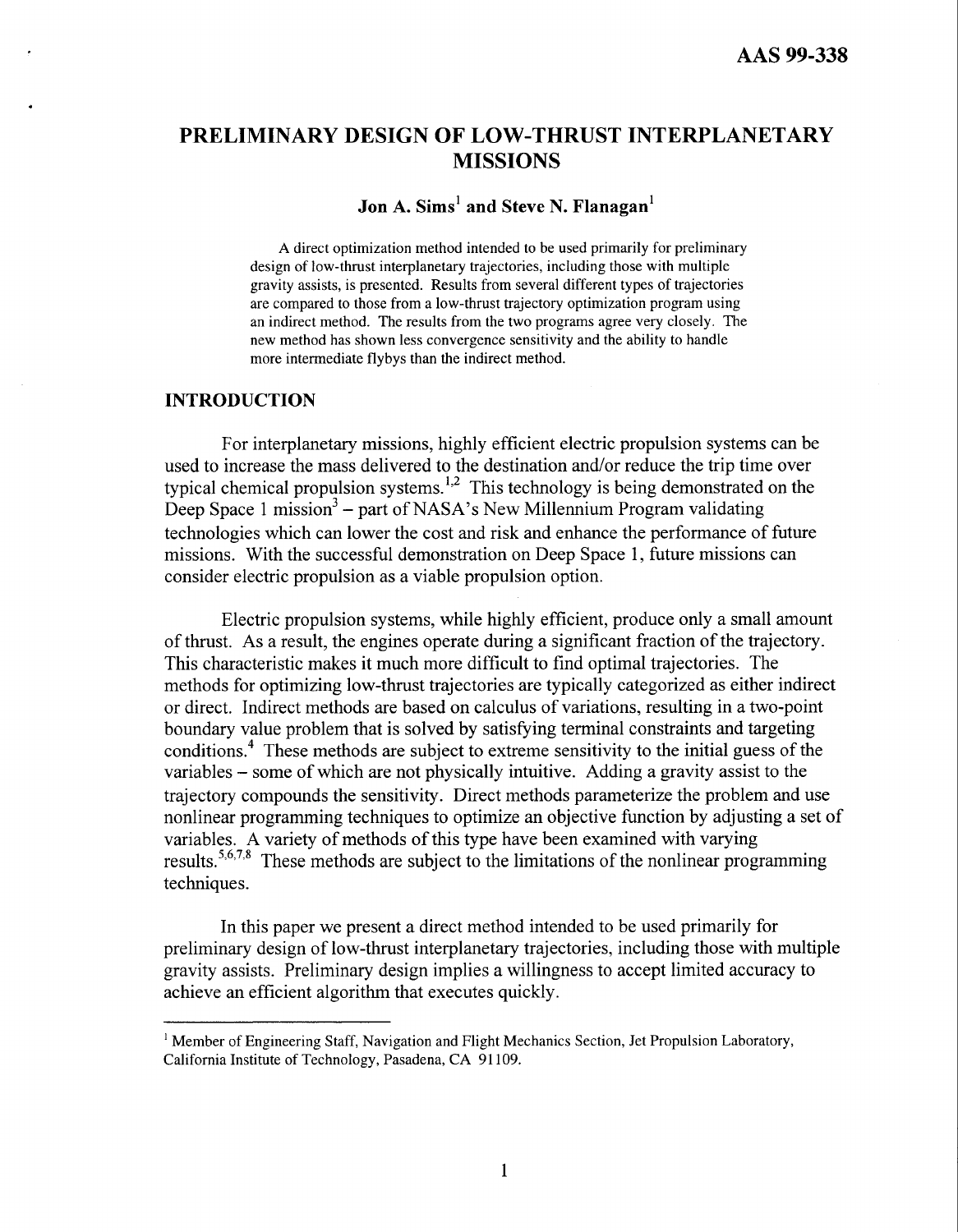AAS 99-338

# PRELIMINARY DESIGN OF LOW-THRUST INTERPLANETARY MISSIONS

**Jon A. Sims[1] and Steve N. Flanagan[1]**

A direct optimization method intended to be used primarily for preliminary design of low-thrust interplanetary trajectories, including those with multiple gravity assists, is presented. Results from several different types of trajectories are compared to those from a low-thrust trajectory optimization program using an indirect method. The results from the two programs agree very closely. The new method has shown less convergence sensitivity and the ability to handle more intermediate flybys than the indirect method.

## INTRODUCTION

For interplanetary missions, highly efficient electric propulsion systems can be used to increase the mass delivered to the destination and/or reduce the trip time over typical chemical propulsion systems.[1,2] This technology is being demonstrated on the Deep Space 1 mission[3] – part of NASA's New Millennium Program validating technologies which can lower the cost and risk and enhance the performance of future missions. With the successful demonstration on Deep Space 1, future missions can consider electric propulsion as a viable propulsion option.

Electric propulsion systems, while highly efficient, produce only a small amount of thrust. As a result, the engines operate during a significant fraction of the trajectory. This characteristic makes it much more difficult to find optimal trajectories. The methods for optimizing low-thrust trajectories are typically categorized as either indirect or direct. Indirect methods are based on calculus of variations, resulting in a two-point boundary value problem that is solved by satisfying terminal constraints and targeting conditions.[4] These methods are subject to extreme sensitivity to the initial guess of the variables – some of which are not physically intuitive. Adding a gravity assist to the trajectory compounds the sensitivity. Direct methods parameterize the problem and use nonlinear programming techniques to optimize an objective function by adjusting a set of variables. A variety of methods of this type have been examined with varying results.[5,6,7,8] These methods are subject to the limitations of the nonlinear programming techniques.

In this paper we present a direct method intended to be used primarily for preliminary design of low-thrust interplanetary trajectories, including those with multiple gravity assists. Preliminary design implies a willingness to accept limited accuracy to achieve an efficient algorithm that executes quickly.

[1] Member of Engineering Staff, Navigation and Flight Mechanics Section, Jet Propulsion Laboratory, California Institute of Technology, Pasadena, CA 91109.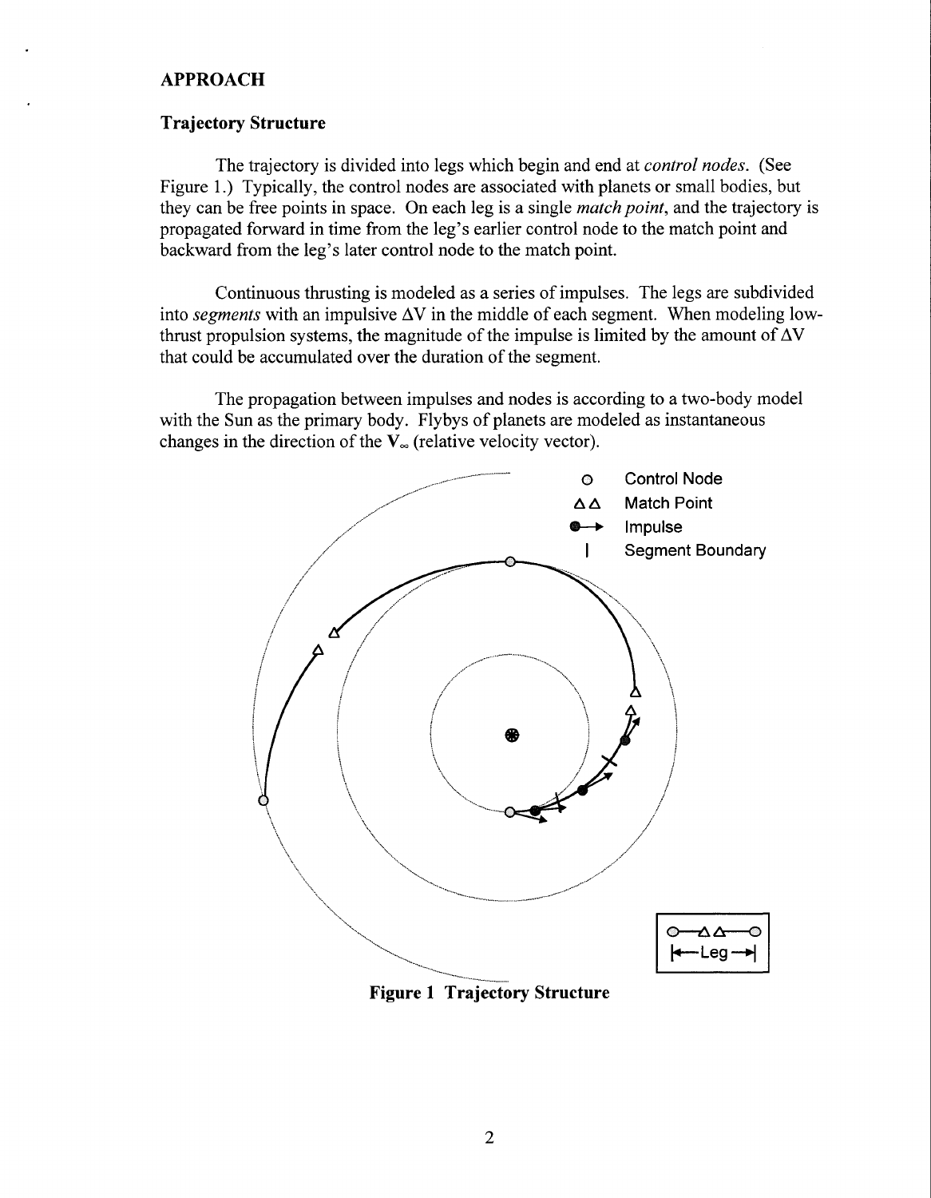## APPROACH

### Trajectory Structure

The trajectory is divided into legs which begin and end at *control nodes*. (See Figure 1.) Typically, the control nodes are associated with planets or small bodies, but they can be free points in space. On each leg is a single *match point*, and the trajectory is propagated forward in time from the leg's earlier control node to the match point and backward from the leg's later control node to the match point.

Continuous thrusting is modeled as a series of impulses. The legs are subdivided into *segments* with an impulsive $\Delta V$ in the middle of each segment. When modeling low-thrust propulsion systems, the magnitude of the impulse is limited by the amount of $\Delta V$ that could be accumulated over the duration of the segment.

The propagation between impulses and nodes is according to a two-body model with the Sun as the primary body. Flybys of planets are modeled as instantaneous changes in the direction of the $\mathbf{V}_\infty$ (relative velocity vector).

**Figure 1 Trajectory Structure**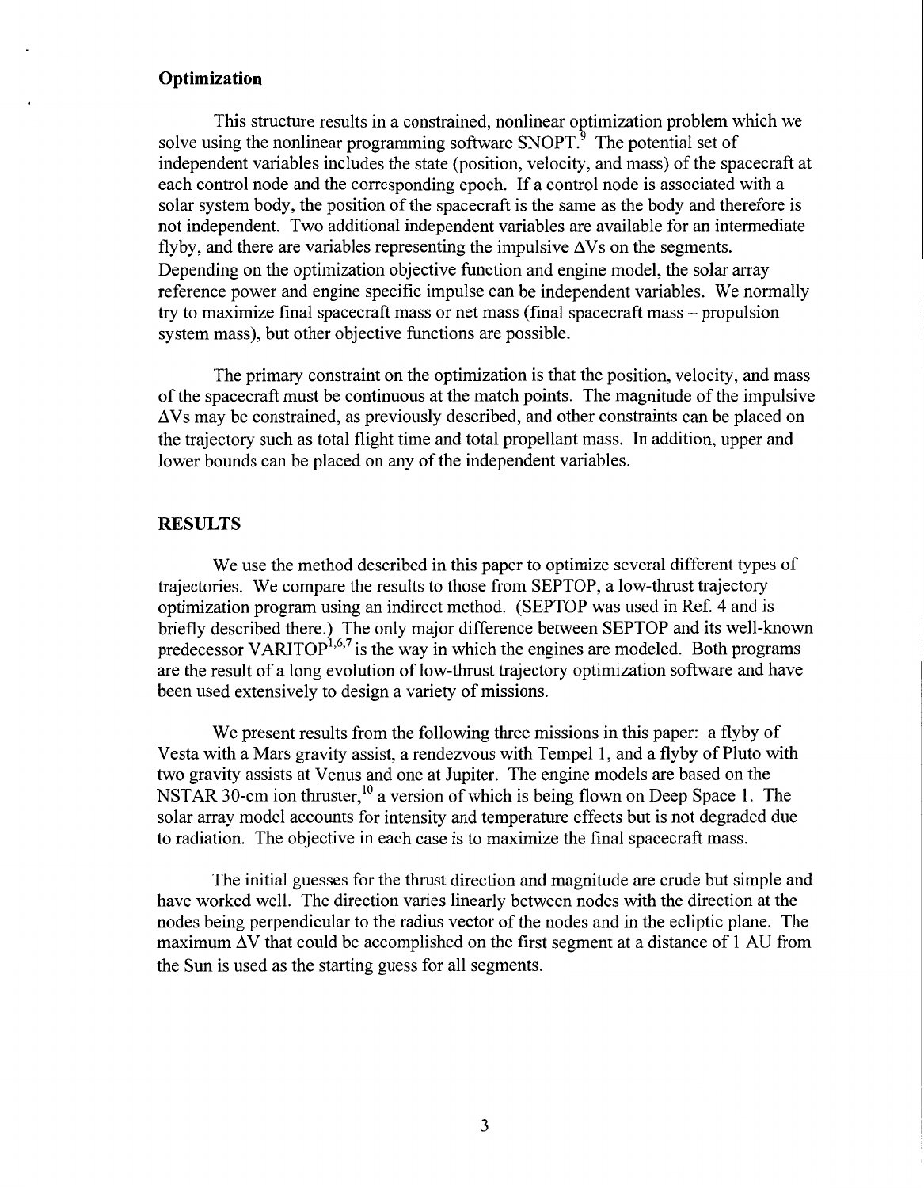### Optimization

This structure results in a constrained, nonlinear optimization problem which we solve using the nonlinear programming software SNOPT.[9] The potential set of independent variables includes the state (position, velocity, and mass) of the spacecraft at each control node and the corresponding epoch. If a control node is associated with a solar system body, the position of the spacecraft is the same as the body and therefore is not independent. Two additional independent variables are available for an intermediate flyby, and there are variables representing the impulsive $\Delta V$s on the segments. Depending on the optimization objective function and engine model, the solar array reference power and engine specific impulse can be independent variables. We normally try to maximize final spacecraft mass or net mass (final spacecraft mass – propulsion system mass), but other objective functions are possible.

The primary constraint on the optimization is that the position, velocity, and mass of the spacecraft must be continuous at the match points. The magnitude of the impulsive $\Delta V$s may be constrained, as previously described, and other constraints can be placed on the trajectory such as total flight time and total propellant mass. In addition, upper and lower bounds can be placed on any of the independent variables.

## RESULTS

We use the method described in this paper to optimize several different types of trajectories. We compare the results to those from SEPTOP, a low-thrust trajectory optimization program using an indirect method. (SEPTOP was used in Ref. 4 and is briefly described there.) The only major difference between SEPTOP and its well-known predecessor VARITOP[1,6,7] is the way in which the engines are modeled. Both programs are the result of a long evolution of low-thrust trajectory optimization software and have been used extensively to design a variety of missions.

We present results from the following three missions in this paper: a flyby of Vesta with a Mars gravity assist, a rendezvous with Tempel 1, and a flyby of Pluto with two gravity assists at Venus and one at Jupiter. The engine models are based on the NSTAR 30-cm ion thruster,[10] a version of which is being flown on Deep Space 1. The solar array model accounts for intensity and temperature effects but is not degraded due to radiation. The objective in each case is to maximize the final spacecraft mass.

The initial guesses for the thrust direction and magnitude are crude but simple and have worked well. The direction varies linearly between nodes with the direction at the nodes being perpendicular to the radius vector of the nodes and in the ecliptic plane. The maximum $\Delta V$ that could be accomplished on the first segment at a distance of 1 AU from the Sun is used as the starting guess for all segments.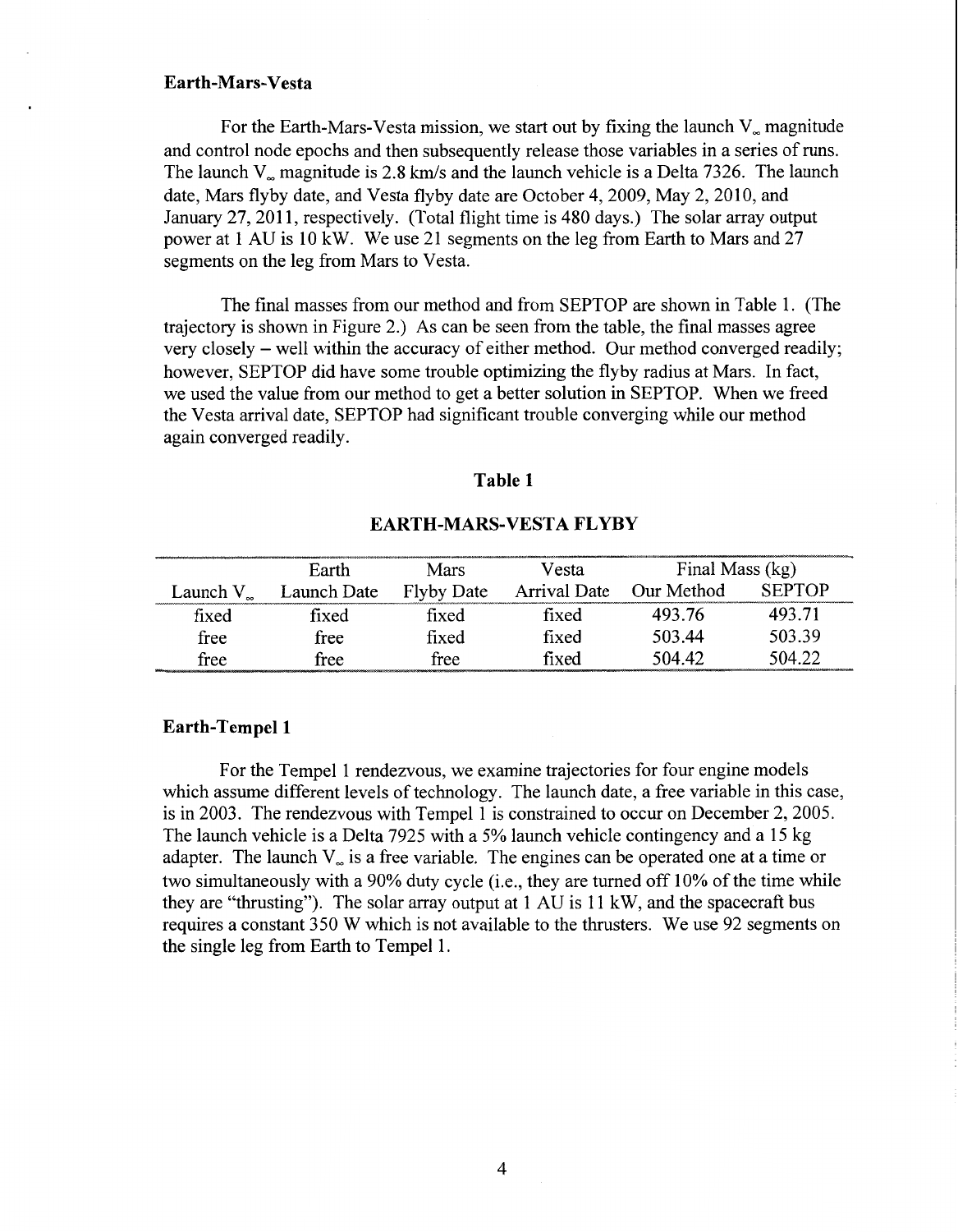### Earth-Mars-Vesta

For the Earth-Mars-Vesta mission, we start out by fixing the launch $V_\infty$ magnitude and control node epochs and then subsequently release those variables in a series of runs. The launch $V_\infty$ magnitude is 2.8 km/s and the launch vehicle is a Delta 7326. The launch date, Mars flyby date, and Vesta flyby date are October 4, 2009, May 2, 2010, and January 27, 2011, respectively. (Total flight time is 480 days.) The solar array output power at 1 AU is 10 kW. We use 21 segments on the leg from Earth to Mars and 27 segments on the leg from Mars to Vesta.

The final masses from our method and from SEPTOP are shown in Table 1. (The trajectory is shown in Figure 2.) As can be seen from the table, the final masses agree very closely – well within the accuracy of either method. Our method converged readily; however, SEPTOP did have some trouble optimizing the flyby radius at Mars. In fact, we used the value from our method to get a better solution in SEPTOP. When we freed the Vesta arrival date, SEPTOP had significant trouble converging while our method again converged readily.

**Table 1**

**EARTH-MARS-VESTA FLYBY**

| | Earth | Mars | Vesta | Final Mass (kg) | |
|---|---|---|---|---|---|
| Launch $V_\infty$ | Launch Date | Flyby Date | Arrival Date | Our Method | SEPTOP |
| fixed | fixed | fixed | fixed | 493.76 | 493.71 |
| free | free | fixed | fixed | 503.44 | 503.39 |
| free | free | free | fixed | 504.42 | 504.22 |

### Earth-Tempel 1

For the Tempel 1 rendezvous, we examine trajectories for four engine models which assume different levels of technology. The launch date, a free variable in this case, is in 2003. The rendezvous with Tempel 1 is constrained to occur on December 2, 2005. The launch vehicle is a Delta 7925 with a 5% launch vehicle contingency and a 15 kg adapter. The launch $V_\infty$ is a free variable. The engines can be operated one at a time or two simultaneously with a 90% duty cycle (i.e., they are turned off 10% of the time while they are "thrusting"). The solar array output at 1 AU is 11 kW, and the spacecraft bus requires a constant 350 W which is not available to the thrusters. We use 92 segments on the single leg from Earth to Tempel 1.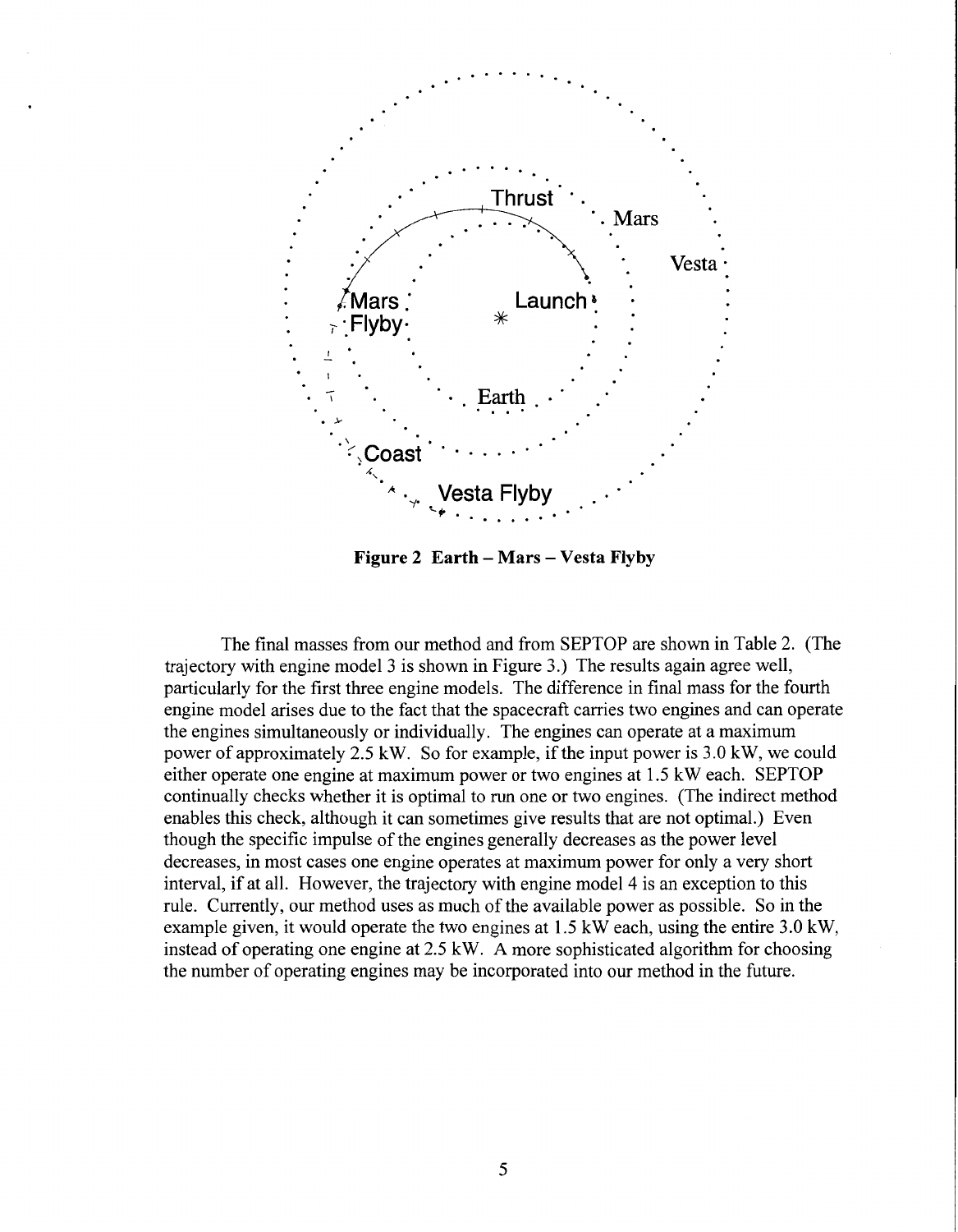**Figure 2 Earth – Mars – Vesta Flyby**

The final masses from our method and from SEPTOP are shown in Table 2. (The trajectory with engine model 3 is shown in Figure 3.) The results again agree well, particularly for the first three engine models. The difference in final mass for the fourth engine model arises due to the fact that the spacecraft carries two engines and can operate the engines simultaneously or individually. The engines can operate at a maximum power of approximately 2.5 kW. So for example, if the input power is 3.0 kW, we could either operate one engine at maximum power or two engines at 1.5 kW each. SEPTOP continually checks whether it is optimal to run one or two engines. (The indirect method enables this check, although it can sometimes give results that are not optimal.) Even though the specific impulse of the engines generally decreases as the power level decreases, in most cases one engine operates at maximum power for only a very short interval, if at all. However, the trajectory with engine model 4 is an exception to this rule. Currently, our method uses as much of the available power as possible. So in the example given, it would operate the two engines at 1.5 kW each, using the entire 3.0 kW, instead of operating one engine at 2.5 kW. A more sophisticated algorithm for choosing the number of operating engines may be incorporated into our method in the future.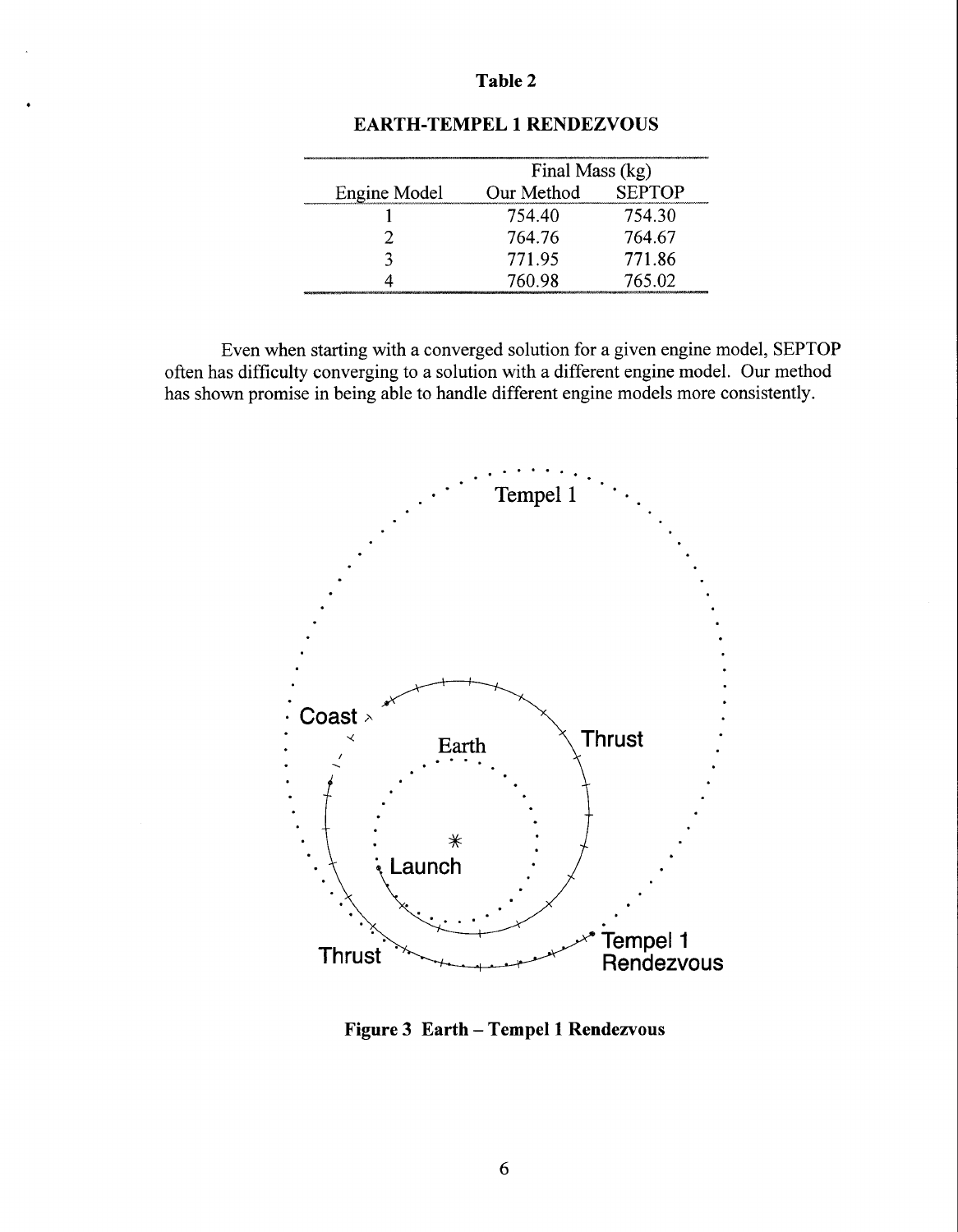**Table 2**

**EARTH-TEMPEL 1 RENDEZVOUS**

| | Final Mass (kg) | |
|---|---|---|
| Engine Model | Our Method | SEPTOP |
| 1 | 754.40 | 754.30 |
| 2 | 764.76 | 764.67 |
| 3 | 771.95 | 771.86 |
| 4 | 760.98 | 765.02 |

Even when starting with a converged solution for a given engine model, SEPTOP often has difficulty converging to a solution with a different engine model. Our method has shown promise in being able to handle different engine models more consistently.

**Figure 3 Earth – Tempel 1 Rendezvous**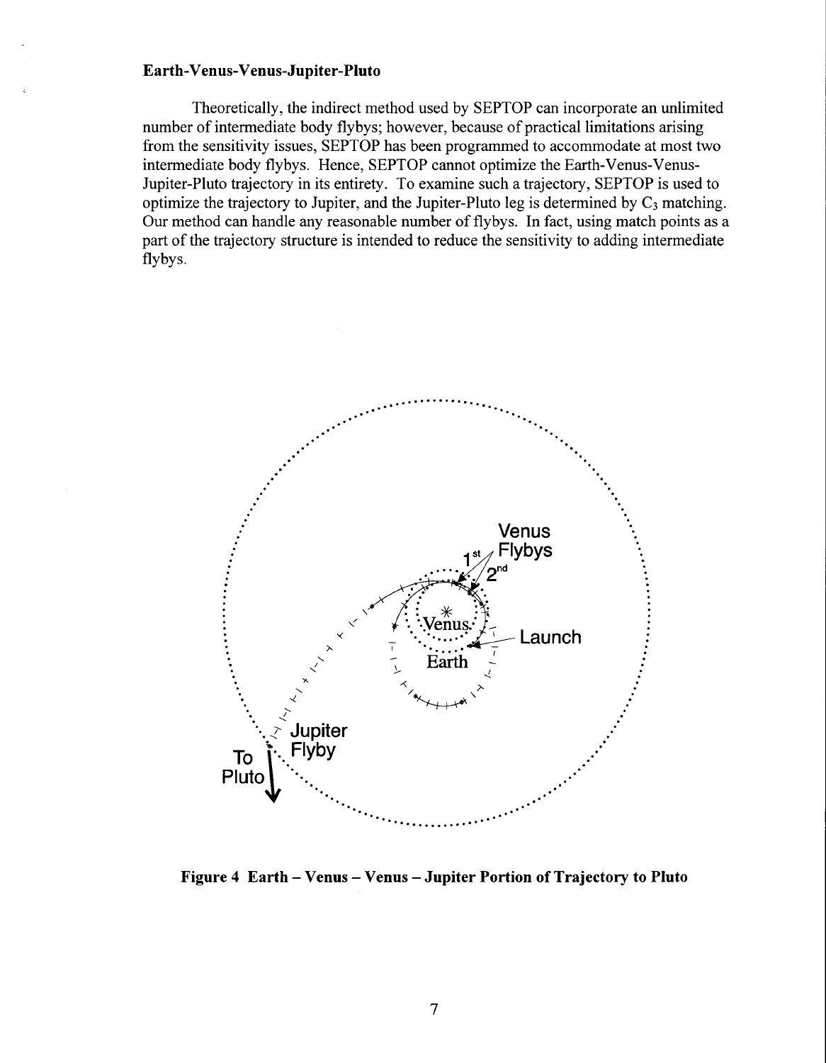**Earth-Venus-Venus-Jupiter-Pluto**

Theoretically, the indirect method used by SEPTOP can incorporate an unlimited number of intermediate body flybys; however, because of practical limitations arising from the sensitivity issues, SEPTOP has been programmed to accommodate at most two intermediate body flybys. Hence, SEPTOP cannot optimize the Earth-Venus-Venus-Jupiter-Pluto trajectory in its entirety. To examine such a trajectory, SEPTOP is used to optimize the trajectory to Jupiter, and the Jupiter-Pluto leg is determined by $C_3$ matching. Our method can handle any reasonable number of flybys. In fact, using match points as a part of the trajectory structure is intended to reduce the sensitivity to adding intermediate flybys.

**Figure 4 Earth – Venus – Venus – Jupiter Portion of Trajectory to Pluto**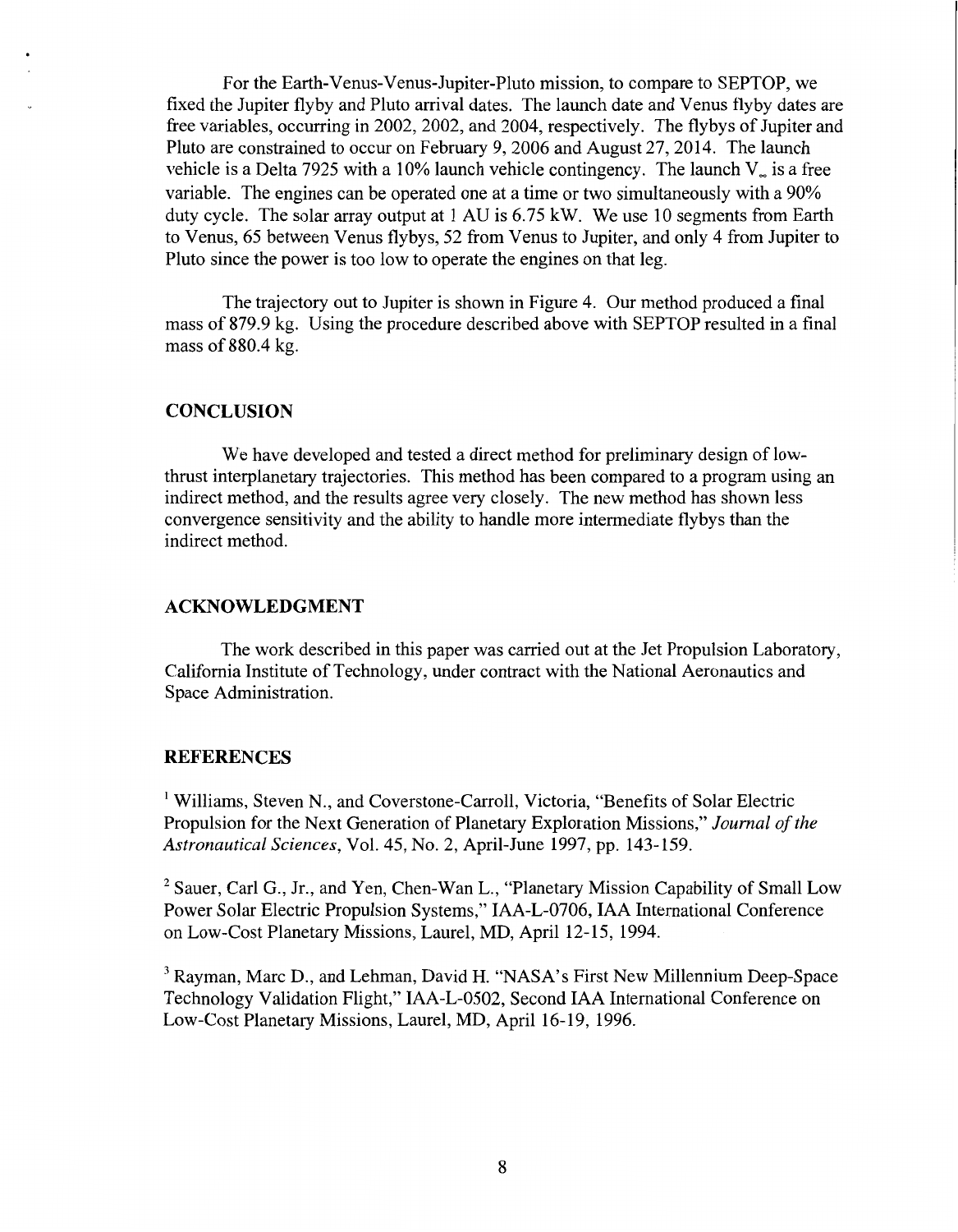For the Earth-Venus-Venus-Jupiter-Pluto mission, to compare to SEPTOP, we fixed the Jupiter flyby and Pluto arrival dates. The launch date and Venus flyby dates are free variables, occurring in 2002, 2002, and 2004, respectively. The flybys of Jupiter and Pluto are constrained to occur on February 9, 2006 and August 27, 2014. The launch vehicle is a Delta 7925 with a 10% launch vehicle contingency. The launch $V_\infty$ is a free variable. The engines can be operated one at a time or two simultaneously with a 90% duty cycle. The solar array output at 1 AU is 6.75 kW. We use 10 segments from Earth to Venus, 65 between Venus flybys, 52 from Venus to Jupiter, and only 4 from Jupiter to Pluto since the power is too low to operate the engines on that leg.

The trajectory out to Jupiter is shown in Figure 4. Our method produced a final mass of 879.9 kg. Using the procedure described above with SEPTOP resulted in a final mass of 880.4 kg.

## CONCLUSION

We have developed and tested a direct method for preliminary design of low-thrust interplanetary trajectories. This method has been compared to a program using an indirect method, and the results agree very closely. The new method has shown less convergence sensitivity and the ability to handle more intermediate flybys than the indirect method.

## ACKNOWLEDGMENT

The work described in this paper was carried out at the Jet Propulsion Laboratory, California Institute of Technology, under contract with the National Aeronautics and Space Administration.

## REFERENCES

[1] Williams, Steven N., and Coverstone-Carroll, Victoria, "Benefits of Solar Electric Propulsion for the Next Generation of Planetary Exploration Missions," *Journal of the Astronautical Sciences*, Vol. 45, No. 2, April-June 1997, pp. 143-159.

[2] Sauer, Carl G., Jr., and Yen, Chen-Wan L., "Planetary Mission Capability of Small Low Power Solar Electric Propulsion Systems," IAA-L-0706, IAA International Conference on Low-Cost Planetary Missions, Laurel, MD, April 12-15, 1994.

[3] Rayman, Marc D., and Lehman, David H. "NASA's First New Millennium Deep-Space Technology Validation Flight," IAA-L-0502, Second IAA International Conference on Low-Cost Planetary Missions, Laurel, MD, April 16-19, 1996.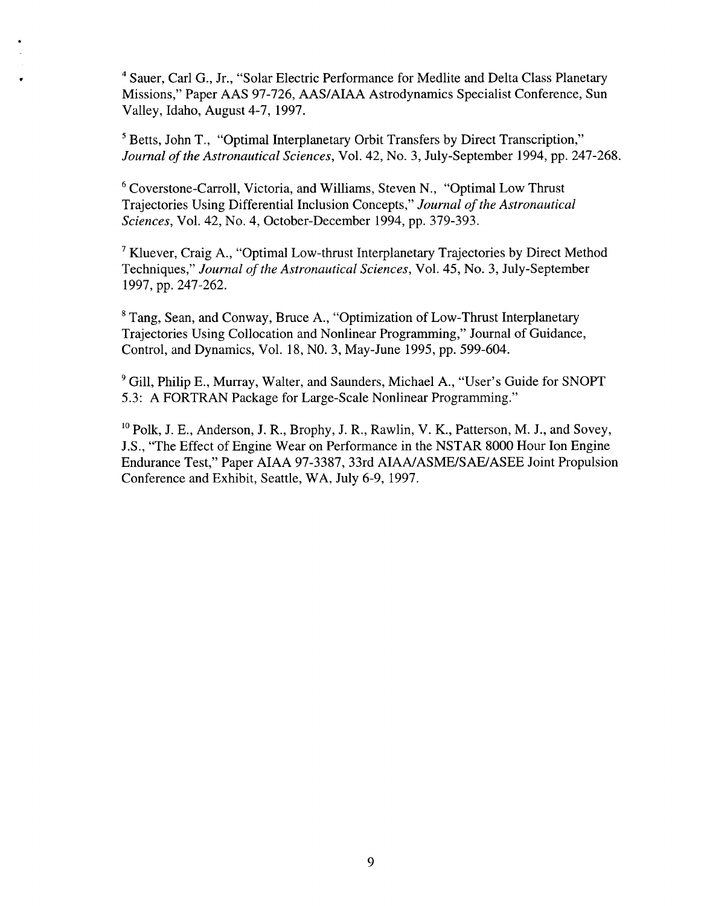[4] Sauer, Carl G., Jr., "Solar Electric Performance for Medlite and Delta Class Planetary Missions," Paper AAS 97-726, AAS/AIAA Astrodynamics Specialist Conference, Sun Valley, Idaho, August 4-7, 1997.

[5] Betts, John T., "Optimal Interplanetary Orbit Transfers by Direct Transcription," *Journal of the Astronautical Sciences*, Vol. 42, No. 3, July-September 1994, pp. 247-268.

[6] Coverstone-Carroll, Victoria, and Williams, Steven N., "Optimal Low Thrust Trajectories Using Differential Inclusion Concepts," *Journal of the Astronautical Sciences*, Vol. 42, No. 4, October-December 1994, pp. 379-393.

[7] Kluever, Craig A., "Optimal Low-thrust Interplanetary Trajectories by Direct Method Techniques," *Journal of the Astronautical Sciences*, Vol. 45, No. 3, July-September 1997, pp. 247-262.

[8] Tang, Sean, and Conway, Bruce A., "Optimization of Low-Thrust Interplanetary Trajectories Using Collocation and Nonlinear Programming," Journal of Guidance, Control, and Dynamics, Vol. 18, N0. 3, May-June 1995, pp. 599-604.

[9] Gill, Philip E., Murray, Walter, and Saunders, Michael A., "User's Guide for SNOPT 5.3: A FORTRAN Package for Large-Scale Nonlinear Programming."

[10] Polk, J. E., Anderson, J. R., Brophy, J. R., Rawlin, V. K., Patterson, M. J., and Sovey, J.S., "The Effect of Engine Wear on Performance in the NSTAR 8000 Hour Ion Engine Endurance Test," Paper AIAA 97-3387, 33rd AIAA/ASME/SAE/ASEE Joint Propulsion Conference and Exhibit, Seattle, WA, July 6-9, 1997.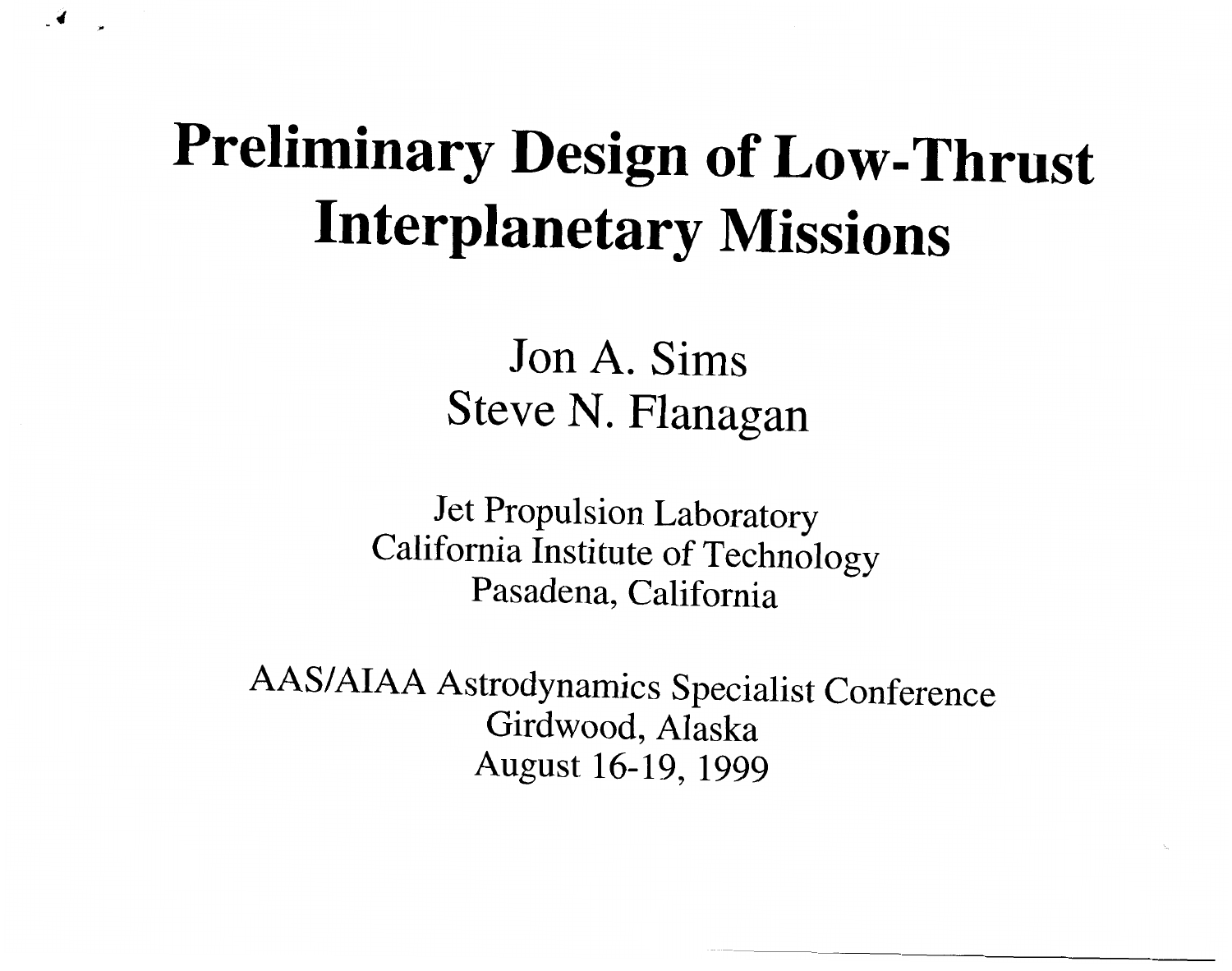# Preliminary Design of Low-Thrust Interplanetary Missions

Jon A. Sims
Steve N. Flanagan

Jet Propulsion Laboratory
California Institute of Technology
Pasadena, California

AAS/AIAA Astrodynamics Specialist Conference
Girdwood, Alaska
August 16-19, 1999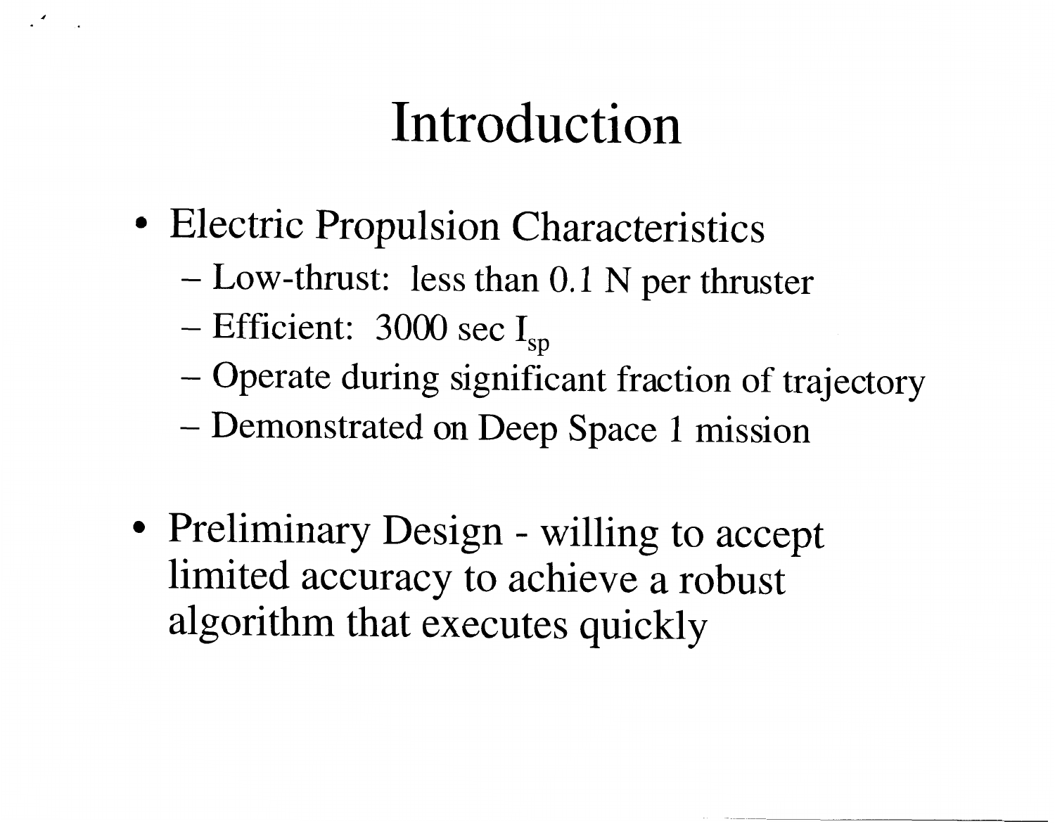# Introduction

- Electric Propulsion Characteristics
  - Low-thrust: less than 0.1 N per thruster
  - Efficient: 3000 sec $I_{sp}$
  - Operate during significant fraction of trajectory
  - Demonstrated on Deep Space 1 mission

- Preliminary Design - willing to accept limited accuracy to achieve a robust algorithm that executes quickly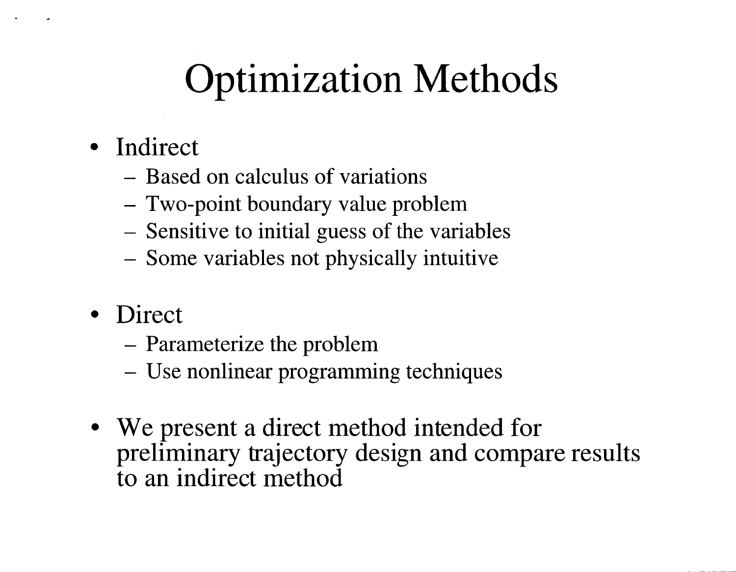# Optimization Methods

- Indirect
  - Based on calculus of variations
  - Two-point boundary value problem
  - Sensitive to initial guess of the variables
  - Some variables not physically intuitive
- Direct
  - Parameterize the problem
  - Use nonlinear programming techniques
- We present a direct method intended for preliminary trajectory design and compare results to an indirect method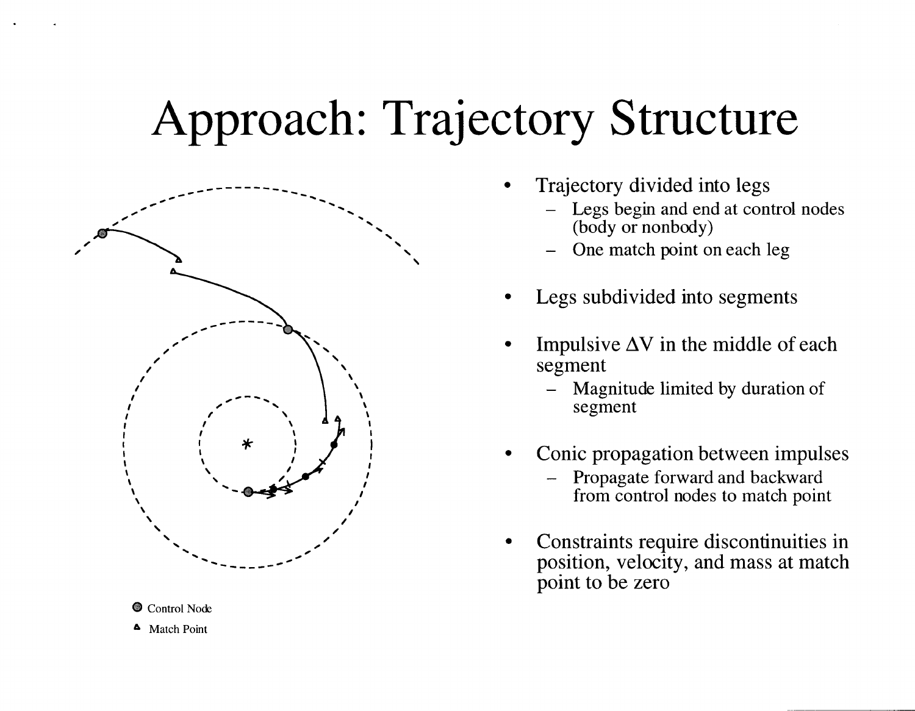# Approach: Trajectory Structure

- Trajectory divided into legs
  - Legs begin and end at control nodes (body or nonbody)
  - One match point on each leg
- Legs subdivided into segments
- Impulsive $\Delta V$ in the middle of each segment
  - Magnitude limited by duration of segment
- Conic propagation between impulses
  - Propagate forward and backward from control nodes to match point
- Constraints require discontinuities in position, velocity, and mass at match point to be zero

Control Node

Match Point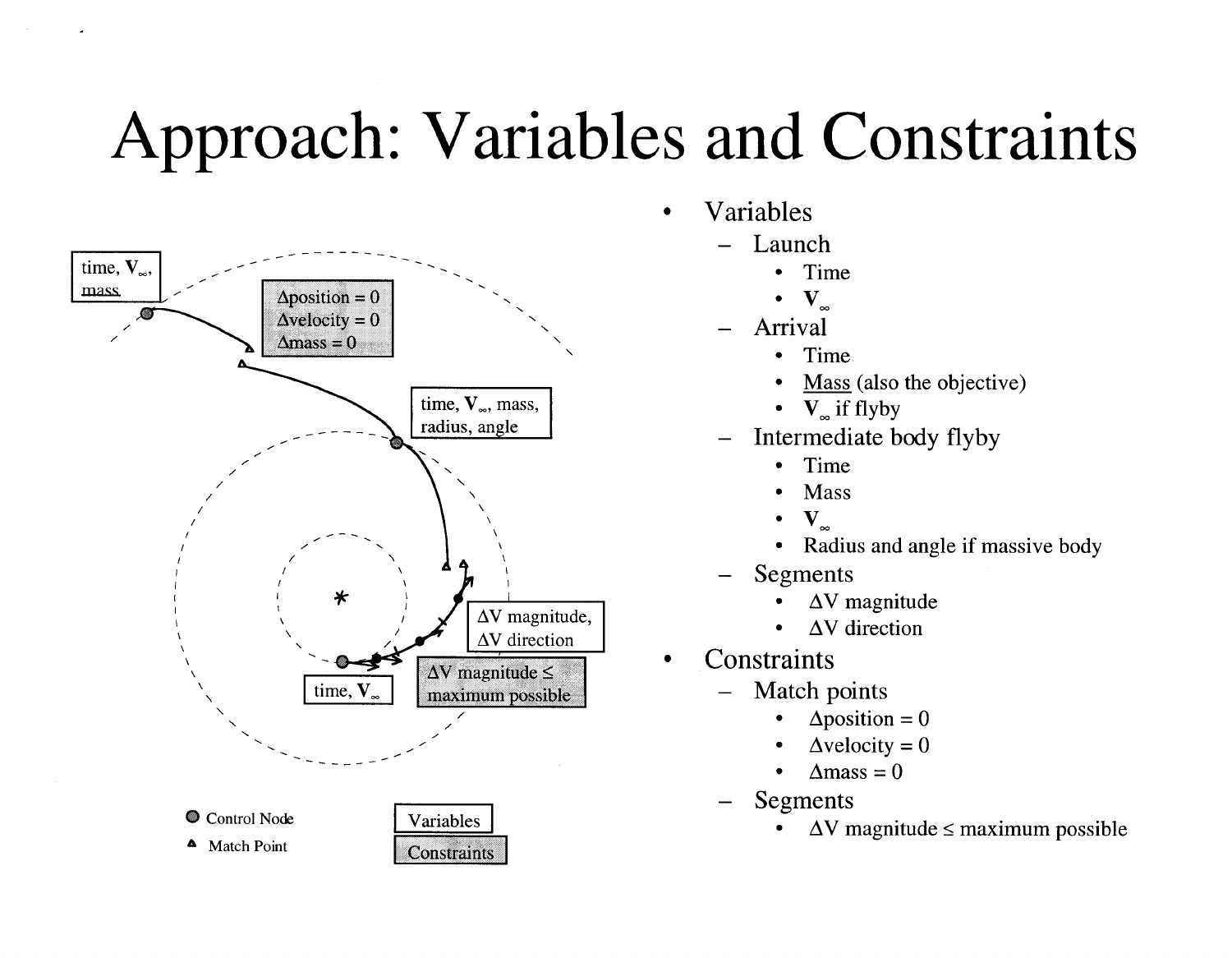# Approach: Variables and Constraints

- Variables
  - Launch
    - Time
    - $\mathbf{V}_\infty$
  - Arrival
    - Time
    - Mass (also the objective)
    - $\mathbf{V}_\infty$ if flyby
  - Intermediate body flyby
    - Time
    - Mass
    - $\mathbf{V}_\infty$
    - Radius and angle if massive body
  - Segments
    - $\Delta$V magnitude
    - $\Delta$V direction
- Constraints
  - Match points
    - $\Delta$position = 0
    - $\Delta$velocity = 0
    - $\Delta$mass = 0
  - Segments
    - $\Delta$V magnitude ≤ maximum possible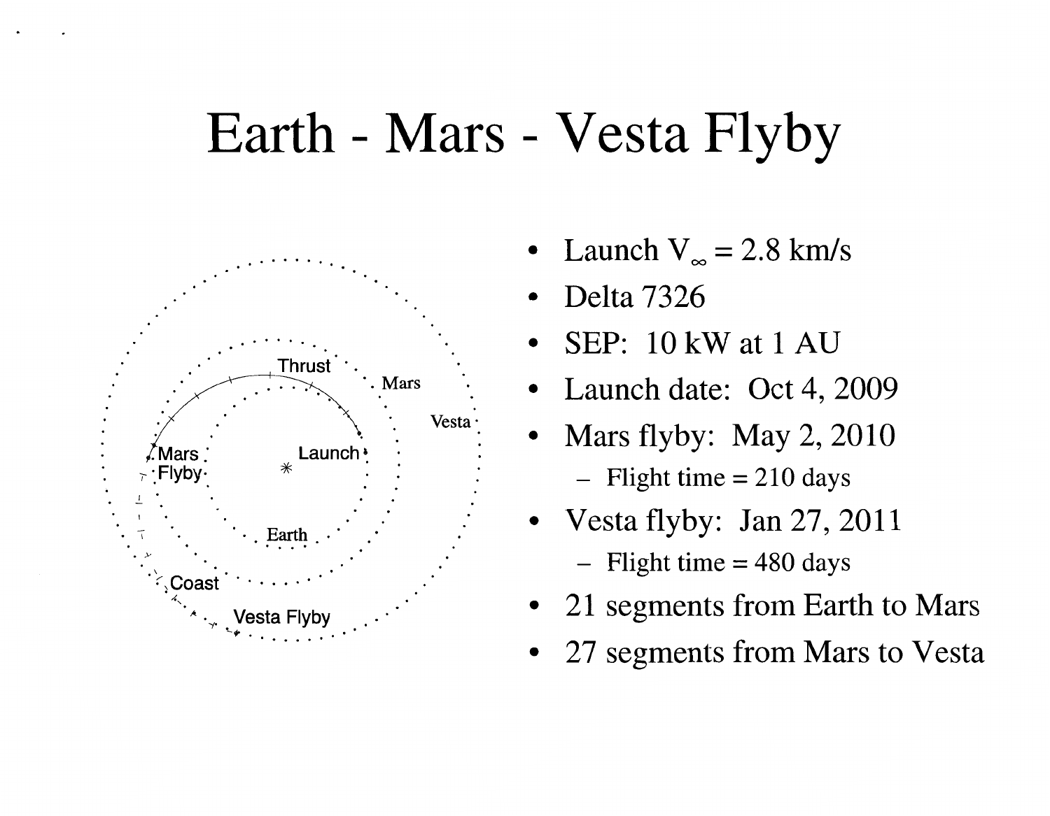# Earth - Mars - Vesta Flyby

- Launch $V_\infty = 2.8$ km/s
- Delta 7326
- SEP: 10 kW at 1 AU
- Launch date: Oct 4, 2009
- Mars flyby: May 2, 2010
  - Flight time = 210 days
- Vesta flyby: Jan 27, 2011
  - Flight time = 480 days
- 21 segments from Earth to Mars
- 27 segments from Mars to Vesta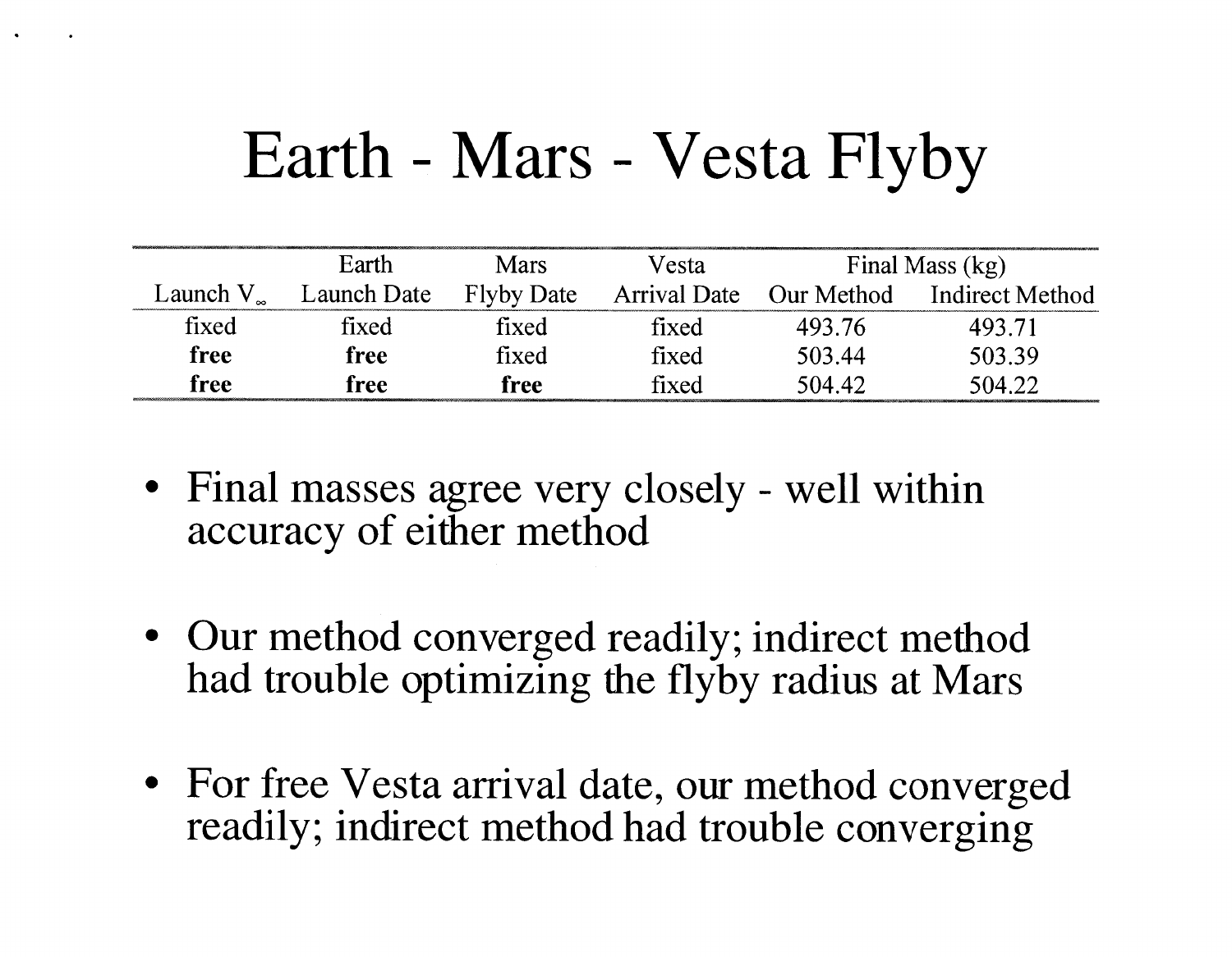# Earth - Mars - Vesta Flyby

| Launch $V_\infty$ | Earth Launch Date | Mars Flyby Date | Vesta Arrival Date | Final Mass (kg) Our Method | Final Mass (kg) Indirect Method |
|---|---|---|---|---|---|
| fixed | fixed | fixed | fixed | 493.76 | 493.71 |
| **free** | **free** | fixed | fixed | 503.44 | 503.39 |
| **free** | **free** | **free** | fixed | 504.42 | 504.22 |

- Final masses agree very closely - well within accuracy of either method
- Our method converged readily; indirect method had trouble optimizing the flyby radius at Mars
- For free Vesta arrival date, our method converged readily; indirect method had trouble converging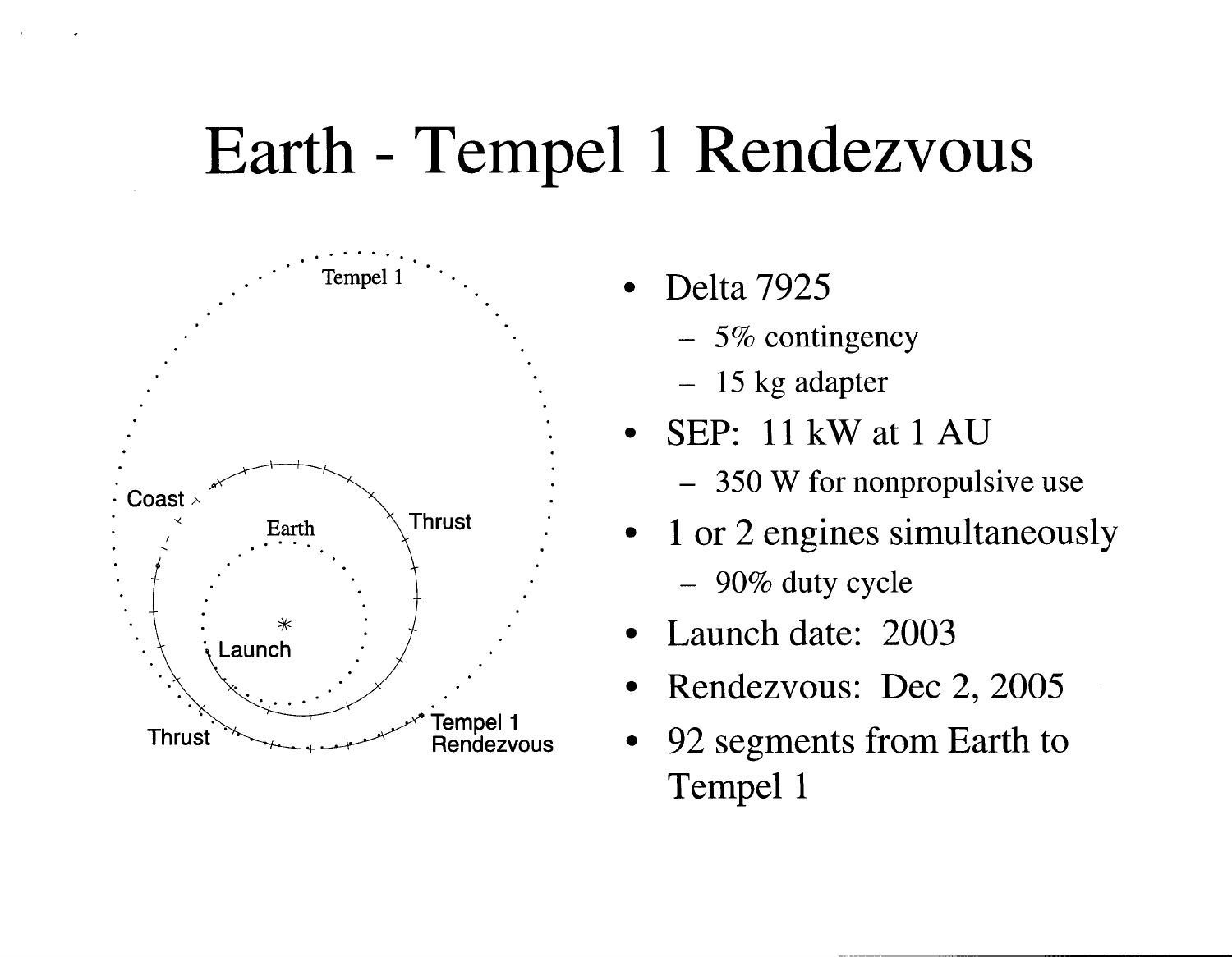# Earth - Tempel 1 Rendezvous

- Delta 7925
  - 5% contingency
  - 15 kg adapter
- SEP: 11 kW at 1 AU
  - 350 W for nonpropulsive use
- 1 or 2 engines simultaneously
  - 90% duty cycle
- Launch date: 2003
- Rendezvous: Dec 2, 2005
- 92 segments from Earth to Tempel 1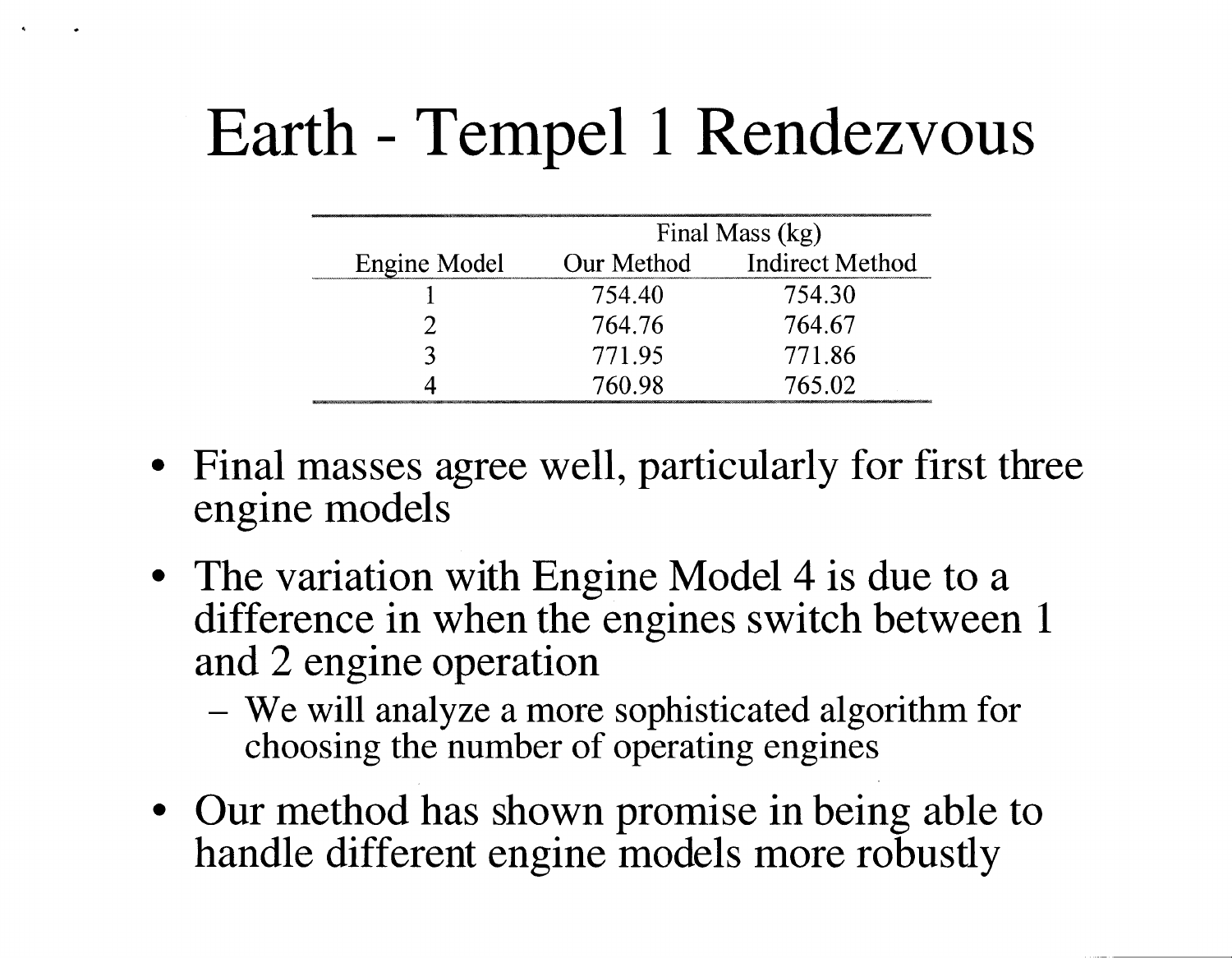# Earth - Tempel 1 Rendezvous

| | Final Mass (kg) | |
|---|---|---|
| Engine Model | Our Method | Indirect Method |
| 1 | 754.40 | 754.30 |
| 2 | 764.76 | 764.67 |
| 3 | 771.95 | 771.86 |
| 4 | 760.98 | 765.02 |

- Final masses agree well, particularly for first three engine models
- The variation with Engine Model 4 is due to a difference in when the engines switch between 1 and 2 engine operation
  - We will analyze a more sophisticated algorithm for choosing the number of operating engines
- Our method has shown promise in being able to handle different engine models more robustly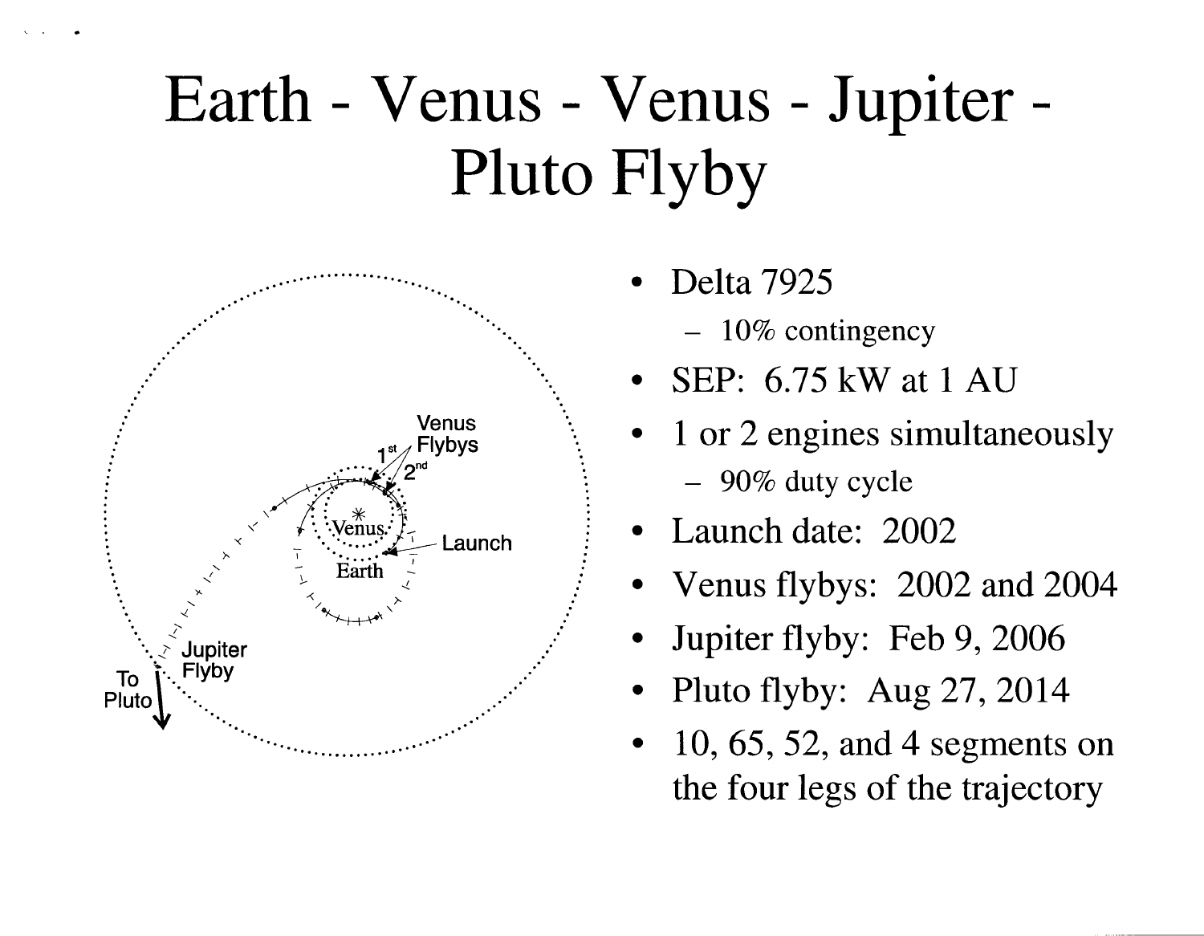# Earth - Venus - Venus - Jupiter - Pluto Flyby

- Delta 7925
  - 10% contingency
- SEP: 6.75 kW at 1 AU
- 1 or 2 engines simultaneously
  - 90% duty cycle
- Launch date: 2002
- Venus flybys: 2002 and 2004
- Jupiter flyby: Feb 9, 2006
- Pluto flyby: Aug 27, 2014
- 10, 65, 52, and 4 segments on the four legs of the trajectory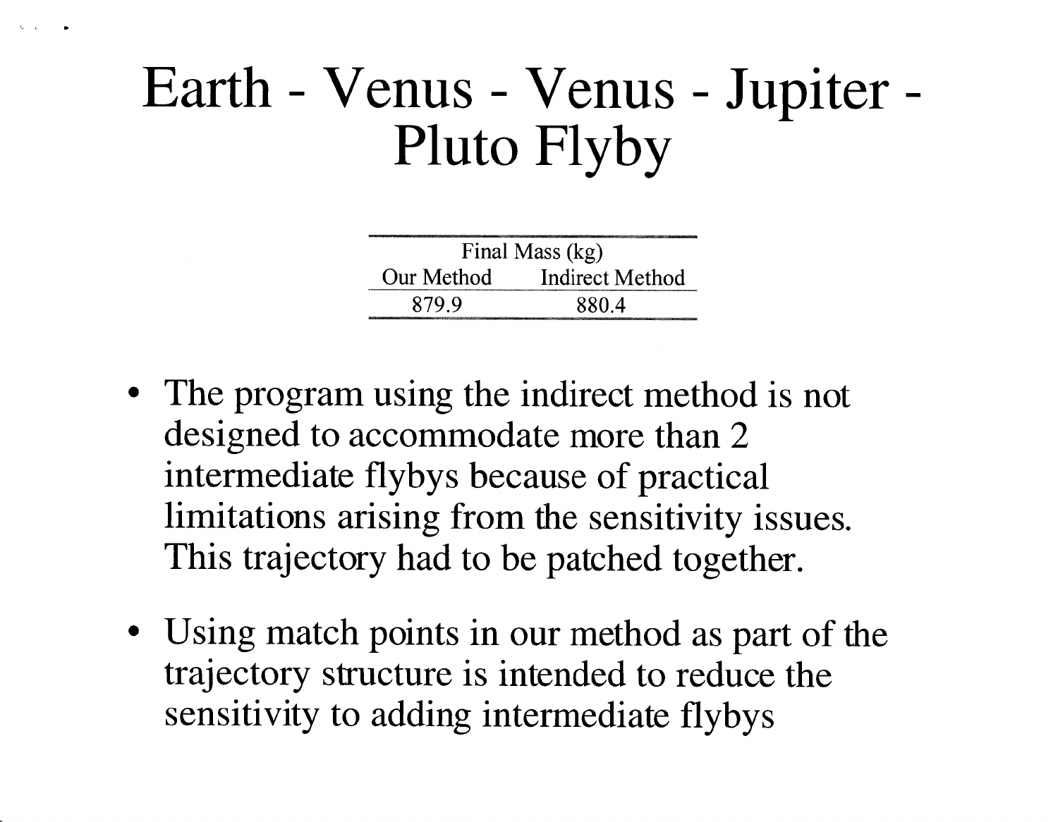# Earth - Venus - Venus - Jupiter - Pluto Flyby

| Final Mass (kg) | |
|---|---|
| Our Method | Indirect Method |
| 879.9 | 880.4 |

- The program using the indirect method is not designed to accommodate more than 2 intermediate flybys because of practical limitations arising from the sensitivity issues. This trajectory had to be patched together.
- Using match points in our method as part of the trajectory structure is intended to reduce the sensitivity to adding intermediate flybys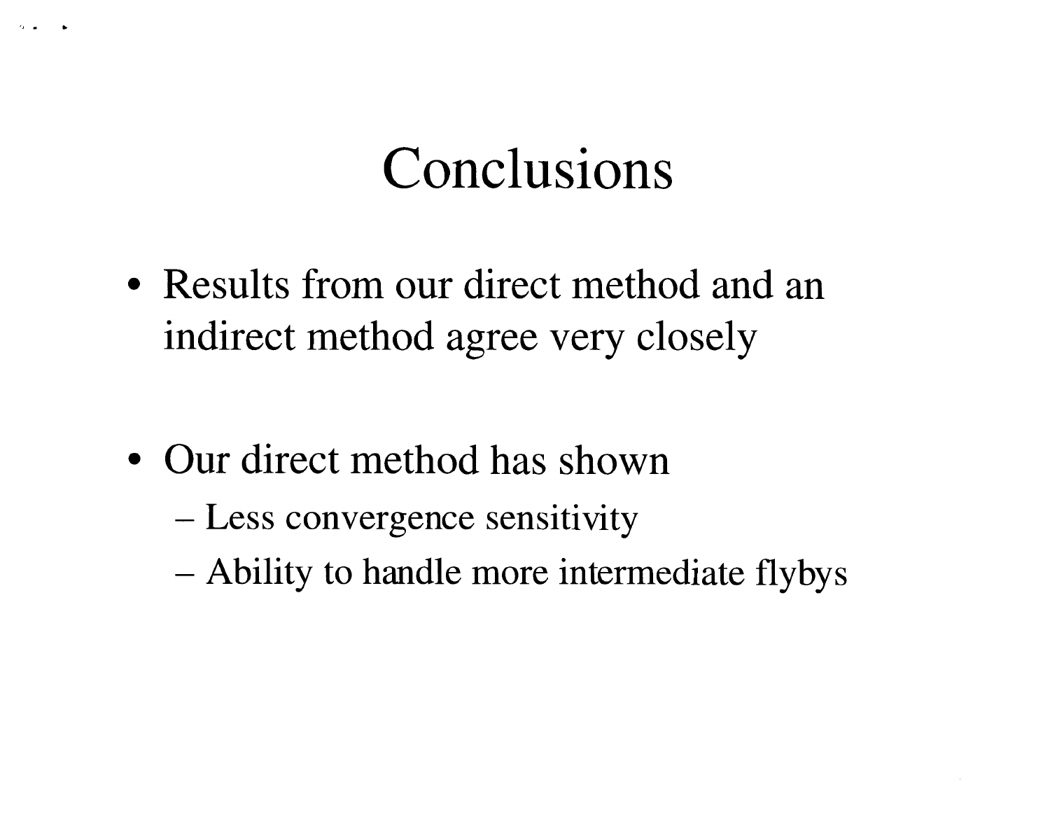# Conclusions

- Results from our direct method and an indirect method agree very closely
- Our direct method has shown
  - Less convergence sensitivity
  - Ability to handle more intermediate flybys